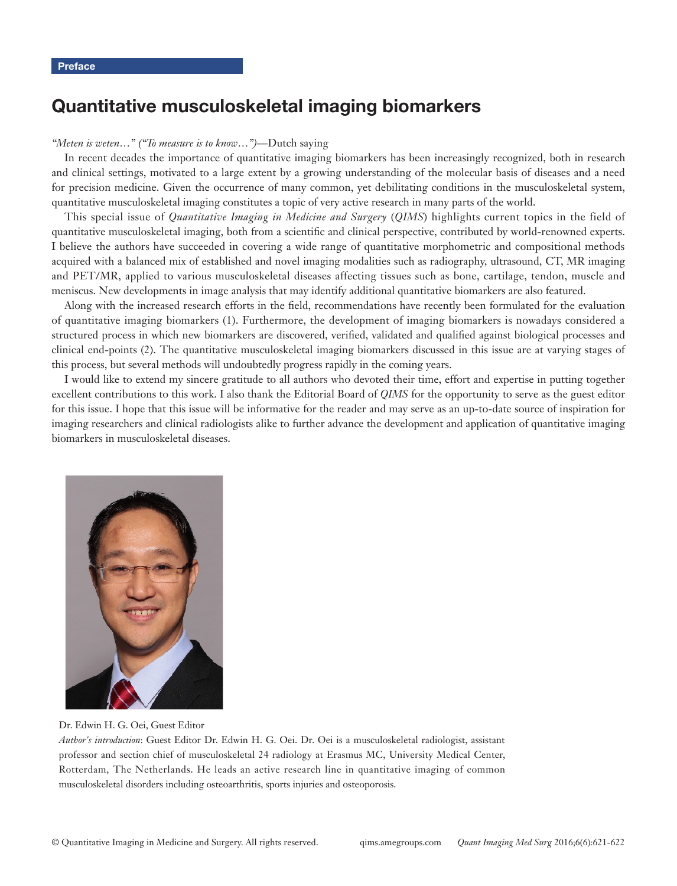Preface

# Quantitative musculoskeletal imaging biomarkers

*"Meten is weten…" ("To measure is to know…")*—Dutch saying

In recent decades the importance of quantitative imaging biomarkers has been increasingly recognized, both in research and clinical settings, motivated to a large extent by a growing understanding of the molecular basis of diseases and a need for precision medicine. Given the occurrence of many common, yet debilitating conditions in the musculoskeletal system, quantitative musculoskeletal imaging constitutes a topic of very active research in many parts of the world.

This special issue of *Quantitative Imaging in Medicine and Surgery* (*QIMS*) highlights current topics in the field of quantitative musculoskeletal imaging, both from a scientific and clinical perspective, contributed by world-renowned experts. I believe the authors have succeeded in covering a wide range of quantitative morphometric and compositional methods acquired with a balanced mix of established and novel imaging modalities such as radiography, ultrasound, CT, MR imaging and PET/MR, applied to various musculoskeletal diseases affecting tissues such as bone, cartilage, tendon, muscle and meniscus. New developments in image analysis that may identify additional quantitative biomarkers are also featured.

Along with the increased research efforts in the field, recommendations have recently been formulated for the evaluation of quantitative imaging biomarkers (1). Furthermore, the development of imaging biomarkers is nowadays considered a structured process in which new biomarkers are discovered, verified, validated and qualified against biological processes and clinical end-points (2). The quantitative musculoskeletal imaging biomarkers discussed in this issue are at varying stages of this process, but several methods will undoubtedly progress rapidly in the coming years.

I would like to extend my sincere gratitude to all authors who devoted their time, effort and expertise in putting together excellent contributions to this work. I also thank the Editorial Board of *QIMS* for the opportunity to serve as the guest editor for this issue. I hope that this issue will be informative for the reader and may serve as an up-to-date source of inspiration for imaging researchers and clinical radiologists alike to further advance the development and application of quantitative imaging biomarkers in musculoskeletal diseases.

Dr. Edwin H. G. Oei, Guest Editor

*Author's introduction*: Guest Editor Dr. Edwin H. G. Oei. Dr. Oei is a musculoskeletal radiologist, assistant professor and section chief of musculoskeletal 24 radiology at Erasmus MC, University Medical Center, Rotterdam, The Netherlands. He leads an active research line in quantitative imaging of common musculoskeletal disorders including osteoarthritis, sports injuries and osteoporosis.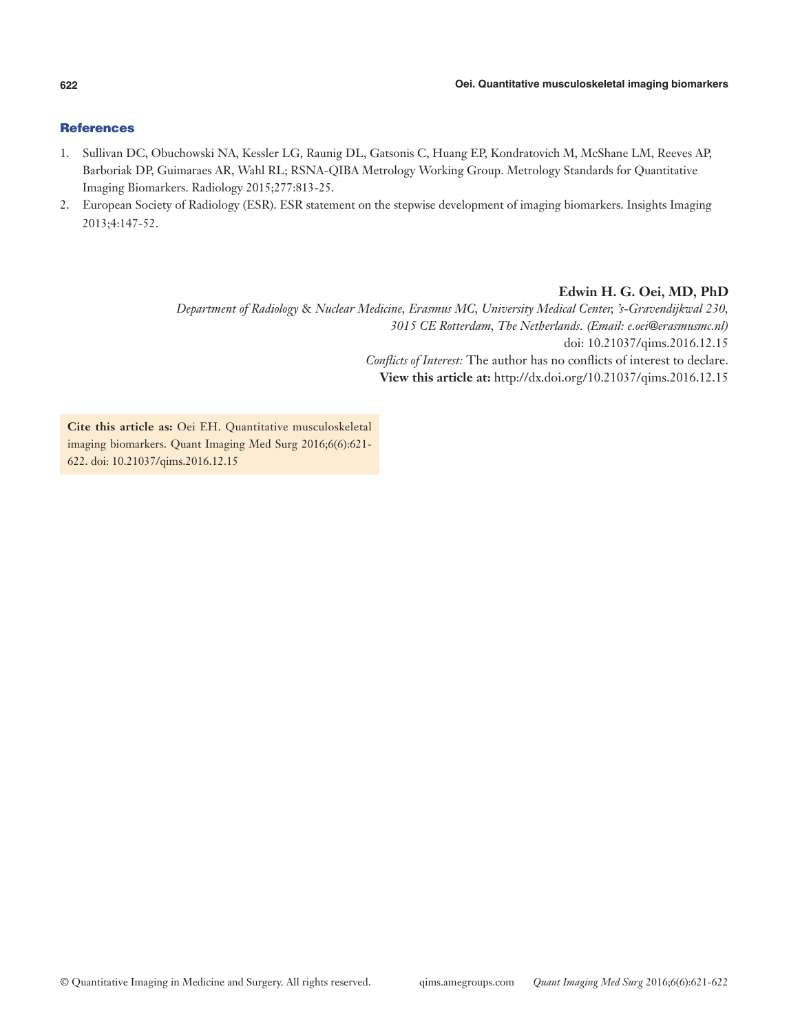## References

1. Sullivan DC, Obuchowski NA, Kessler LG, Raunig DL, Gatsonis C, Huang EP, Kondratovich M, McShane LM, Reeves AP, Barboriak DP, Guimaraes AR, Wahl RL; RSNA-QIBA Metrology Working Group. Metrology Standards for Quantitative Imaging Biomarkers. Radiology 2015;277:813-25.
2. European Society of Radiology (ESR). ESR statement on the stepwise development of imaging biomarkers. Insights Imaging 2013;4:147-52.

**Edwin H. G. Oei, MD, PhD**

*Department of Radiology & Nuclear Medicine, Erasmus MC, University Medical Center, 's-Gravendijkwal 230, 3015 CE Rotterdam, The Netherlands. (Email: e.oei@erasmusmc.nl)*

doi: 10.21037/qims.2016.12.15

*Conflicts of Interest:* The author has no conflicts of interest to declare.

**View this article at:** http://dx.doi.org/10.21037/qims.2016.12.15

**Cite this article as:** Oei EH. Quantitative musculoskeletal imaging biomarkers. Quant Imaging Med Surg 2016;6(6):621-622. doi: 10.21037/qims.2016.12.15